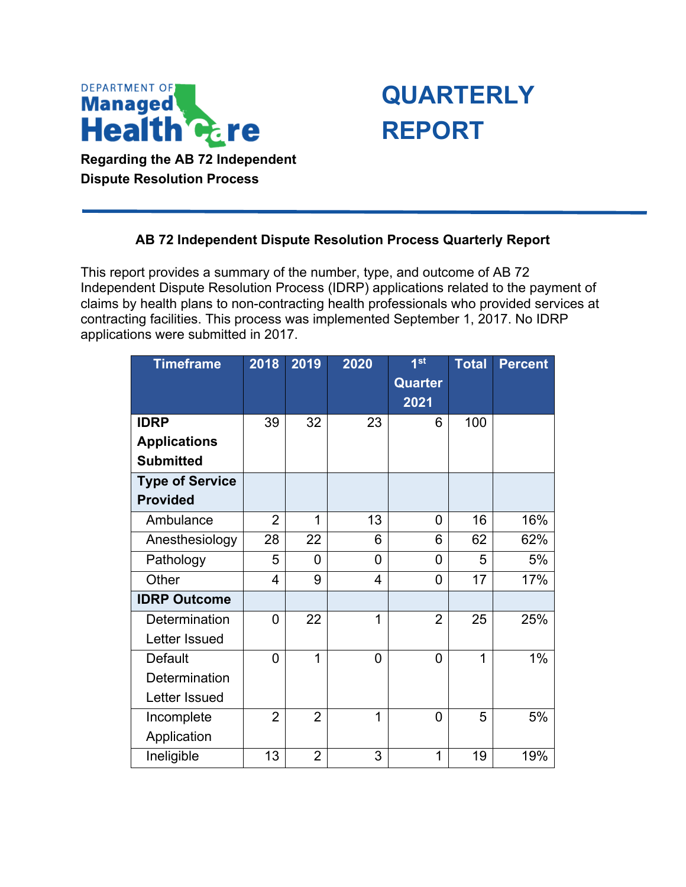# QUARTERLY REPORT

**Regarding the AB 72 Independent Dispute Resolution Process**

## AB 72 Independent Dispute Resolution Process Quarterly Report

This report provides a summary of the number, type, and outcome of AB 72 Independent Dispute Resolution Process (IDRP) applications related to the payment of claims by health plans to non-contracting health professionals who provided services at contracting facilities. This process was implemented September 1, 2017. No IDRP applications were submitted in 2017.

| Timeframe | 2018 | 2019 | 2020 | 1st Quarter 2021 | Total | Percent |
|---|---|---|---|---|---|---|
| **IDRP Applications Submitted** | 39 | 32 | 23 | 6 | 100 | |
| **Type of Service Provided** | | | | | | |
| Ambulance | 2 | 1 | 13 | 0 | 16 | 16% |
| Anesthesiology | 28 | 22 | 6 | 6 | 62 | 62% |
| Pathology | 5 | 0 | 0 | 0 | 5 | 5% |
| Other | 4 | 9 | 4 | 0 | 17 | 17% |
| **IDRP Outcome** | | | | | | |
| Determination Letter Issued | 0 | 22 | 1 | 2 | 25 | 25% |
| Default Determination Letter Issued | 0 | 1 | 0 | 0 | 1 | 1% |
| Incomplete Application | 2 | 2 | 1 | 0 | 5 | 5% |
| Ineligible | 13 | 2 | 3 | 1 | 19 | 19% |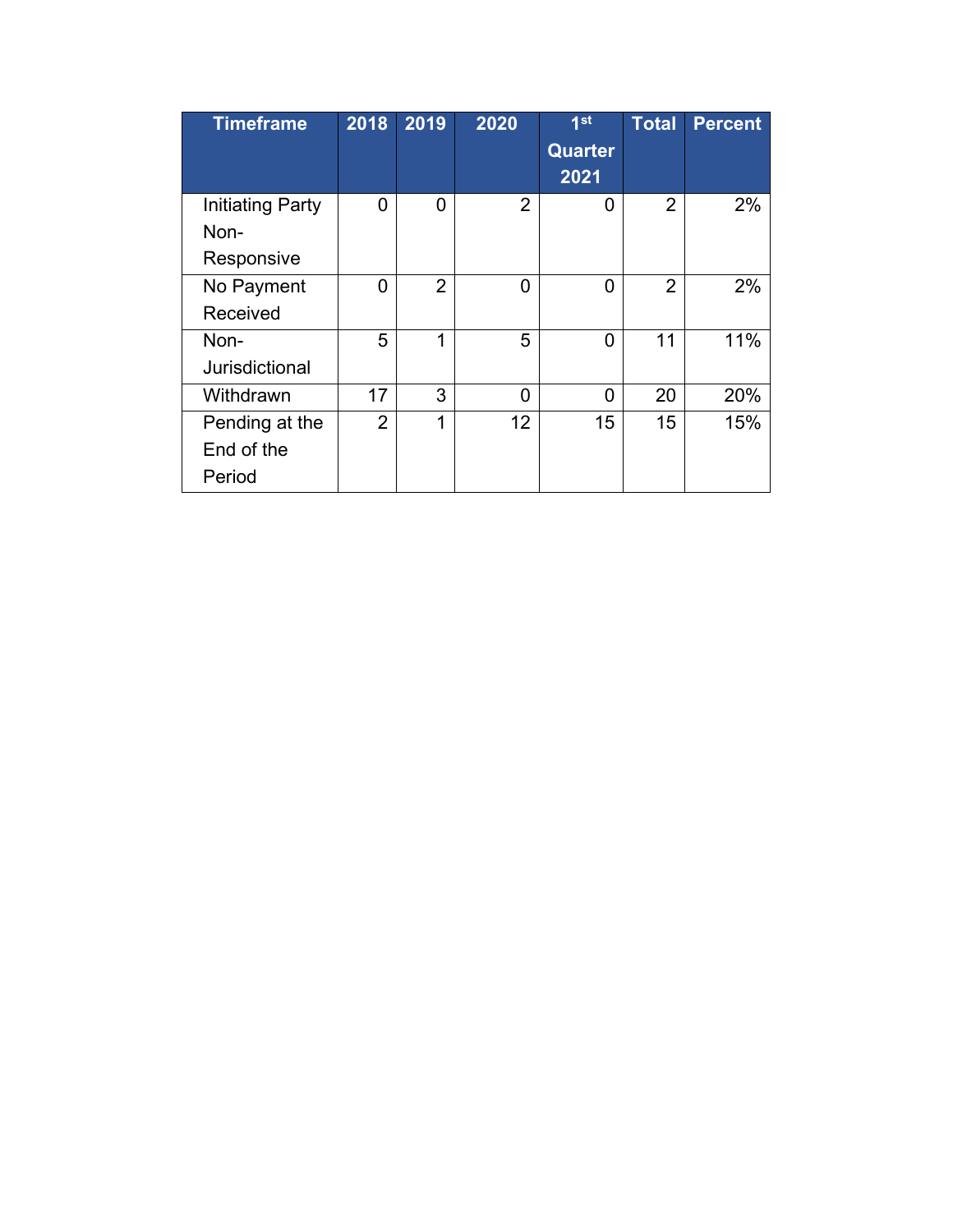| Timeframe | 2018 | 2019 | 2020 | 1st Quarter 2021 | Total | Percent |
| --- | --- | --- | --- | --- | --- | --- |
| Initiating Party Non-Responsive | 0 | 0 | 2 | 0 | 2 | 2% |
| No Payment Received | 0 | 2 | 0 | 0 | 2 | 2% |
| Non-Jurisdictional | 5 | 1 | 5 | 0 | 11 | 11% |
| Withdrawn | 17 | 3 | 0 | 0 | 20 | 20% |
| Pending at the End of the Period | 2 | 1 | 12 | 15 | 15 | 15% |